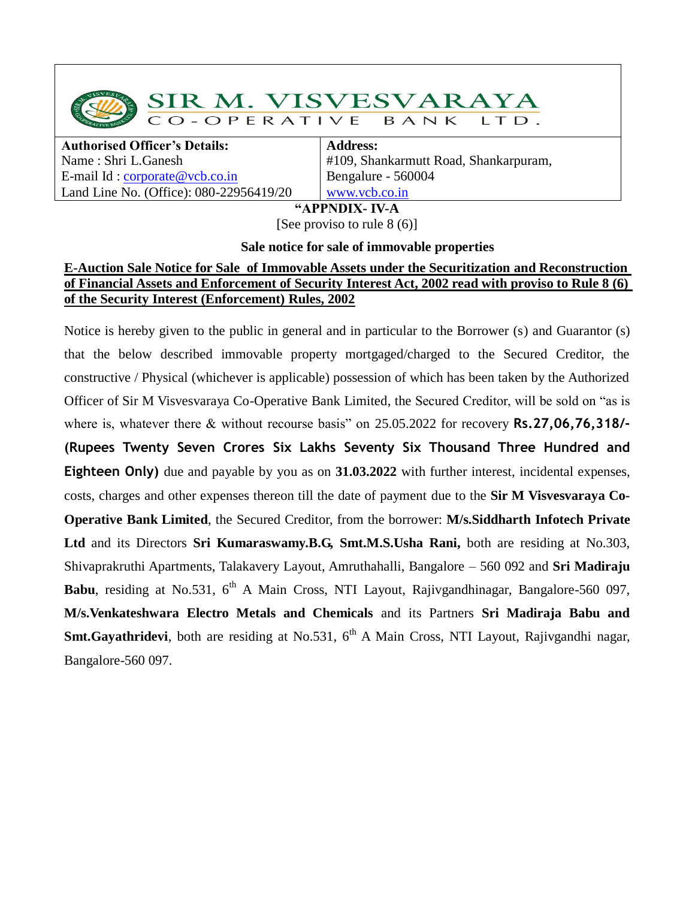# SIR M. VISVESVARAYA CO-OPERATIVE BANK LTD.

| **Authorised Officer's Details:** | **Address:** |
|---|---|
| Name : Shri L.Ganesh | #109, Shankarmutt Road, Shankarpuram, |
| E-mail Id : corporate@vcb.co.in | Bengalure - 560004 |
| Land Line No. (Office): 080-22956419/20 | www.vcb.co.in |

**"APPNDIX- IV-A**

[See proviso to rule 8 (6)]

**Sale notice for sale of immovable properties**

**E-Auction Sale Notice for Sale of Immovable Assets under the Securitization and Reconstruction of Financial Assets and Enforcement of Security Interest Act, 2002 read with proviso to Rule 8 (6) of the Security Interest (Enforcement) Rules, 2002**

Notice is hereby given to the public in general and in particular to the Borrower (s) and Guarantor (s) that the below described immovable property mortgaged/charged to the Secured Creditor, the constructive / Physical (whichever is applicable) possession of which has been taken by the Authorized Officer of Sir M Visvesvaraya Co-Operative Bank Limited, the Secured Creditor, will be sold on "as is where is, whatever there & without recourse basis" on 25.05.2022 for recovery **Rs.27,06,76,318/- (Rupees Twenty Seven Crores Six Lakhs Seventy Six Thousand Three Hundred and Eighteen Only)** due and payable by you as on **31.03.2022** with further interest, incidental expenses, costs, charges and other expenses thereon till the date of payment due to the **Sir M Visvesvaraya Co-Operative Bank Limited**, the Secured Creditor, from the borrower: **M/s.Siddharth Infotech Private Ltd** and its Directors **Sri Kumaraswamy.B.G, Smt.M.S.Usha Rani,** both are residing at No.303, Shivaprakruthi Apartments, Talakavery Layout, Amruthahalli, Bangalore – 560 092 and **Sri Madiraju Babu**, residing at No.531, 6th A Main Cross, NTI Layout, Rajivgandhinagar, Bangalore-560 097, **M/s.Venkateshwara Electro Metals and Chemicals** and its Partners **Sri Madiraja Babu and Smt.Gayathridevi**, both are residing at No.531, 6th A Main Cross, NTI Layout, Rajivgandhi nagar, Bangalore-560 097.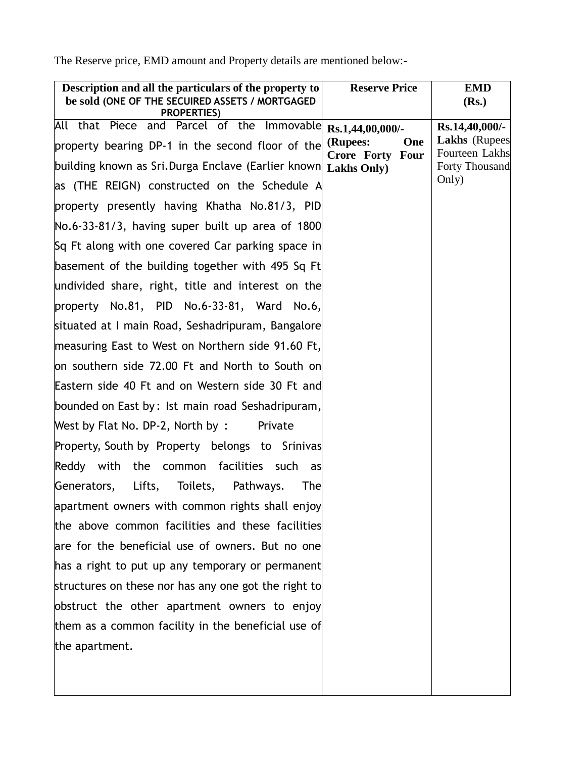The Reserve price, EMD amount and Property details are mentioned below:-

| **Description and all the particulars of the property to be sold (ONE OF THE SECUIRED ASSETS / MORTGAGED PROPERTIES)** | **Reserve Price** | **EMD (Rs.)** |
|---|---|---|
| All that Piece and Parcel of the Immovable property bearing DP-1 in the second floor of the building known as Sri.Durga Enclave (Earlier known as (THE REIGN) constructed on the Schedule A property presently having Khatha No.81/3, PID No.6-33-81/3, having super built up area of 1800 Sq Ft along with one covered Car parking space in basement of the building together with 495 Sq Ft undivided share, right, title and interest on the property No.81, PID No.6-33-81, Ward No.6, situated at I main Road, Seshadripuram, Bangalore measuring East to West on Northern side 91.60 Ft, on southern side 72.00 Ft and North to South on Eastern side 40 Ft and on Western side 30 Ft and bounded on East by: Ist main road Seshadripuram, West by Flat No. DP-2, North by : Private Property, South by Property belongs to Srinivas Reddy with the common facilities such as Generators, Lifts, Toilets, Pathways. The apartment owners with common rights shall enjoy the above common facilities and these facilities are for the beneficial use of owners. But no one has a right to put up any temporary or permanent structures on these nor has any one got the right to obstruct the other apartment owners to enjoy them as a common facility in the beneficial use of the apartment. | **Rs.1,44,00,000/- (Rupees: One Crore Forty Four Lakhs Only)** | **Rs.14,40,000/- Lakhs** (Rupees Fourteen Lakhs Forty Thousand Only) |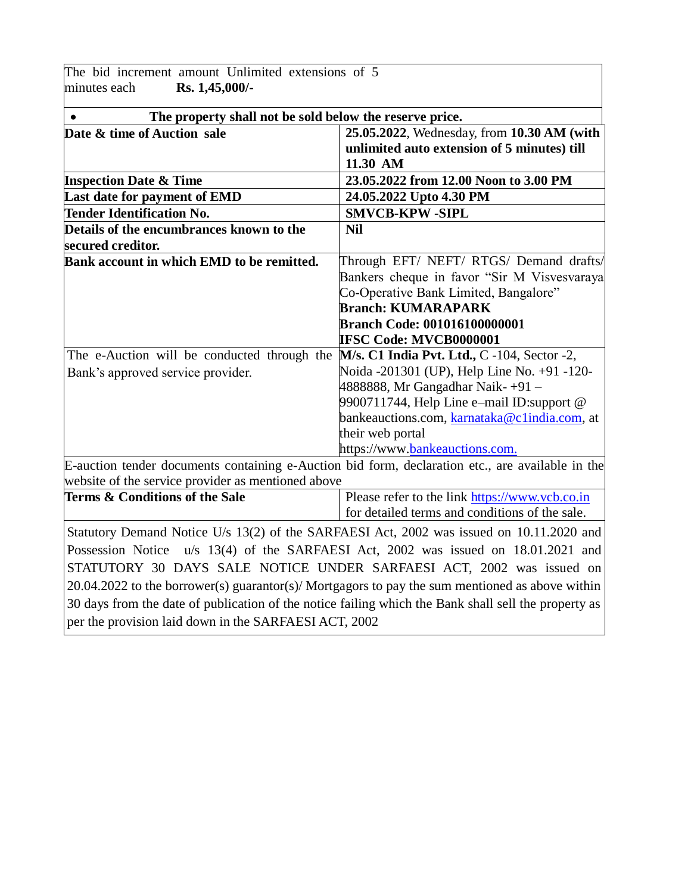| The bid increment amount Unlimited extensions of 5 minutes each **Rs. 1,45,000/-** | |
|---|---|
| • **The property shall not be sold below the reserve price.** | |
| **Date & time of Auction sale** | **25.05.2022**, Wednesday, from **10.30 AM (with unlimited auto extension of 5 minutes) till 11.30 AM** |
| **Inspection Date & Time** | **23.05.2022 from 12.00 Noon to 3.00 PM** |
| **Last date for payment of EMD** | **24.05.2022 Upto 4.30 PM** |
| **Tender Identification No.** | **SMVCB-KPW -SIPL** |
| **Details of the encumbrances known to the secured creditor.** | **Nil** |
| **Bank account in which EMD to be remitted.** | Through EFT/ NEFT/ RTGS/ Demand drafts/ Bankers cheque in favor "Sir M Visvesvaraya Co-Operative Bank Limited, Bangalore" **Branch: KUMARAPARK** **Branch Code: 001016100000001** **IFSC Code: MVCB0000001** |
| The e-Auction will be conducted through the Bank's approved service provider. | **M/s. C1 India Pvt. Ltd.,** C -104, Sector -2, Noida -201301 (UP), Help Line No. +91 -120-4888888, Mr Gangadhar Naik- +91 – 9900711744, Help Line e–mail ID:support @ bankeauctions.com, karnataka@c1india.com, at their web portal https://www.bankeauctions.com. |
| E-auction tender documents containing e-Auction bid form, declaration etc., are available in the website of the service provider as mentioned above | |
| **Terms & Conditions of the Sale** | Please refer to the link https://www.vcb.co.in for detailed terms and conditions of the sale. |

Statutory Demand Notice U/s 13(2) of the SARFAESI Act, 2002 was issued on 10.11.2020 and Possession Notice u/s 13(4) of the SARFAESI Act, 2002 was issued on 18.01.2021 and STATUTORY 30 DAYS SALE NOTICE UNDER SARFAESI ACT, 2002 was issued on 20.04.2022 to the borrower(s) guarantor(s)/ Mortgagors to pay the sum mentioned as above within 30 days from the date of publication of the notice failing which the Bank shall sell the property as per the provision laid down in the SARFAESI ACT, 2002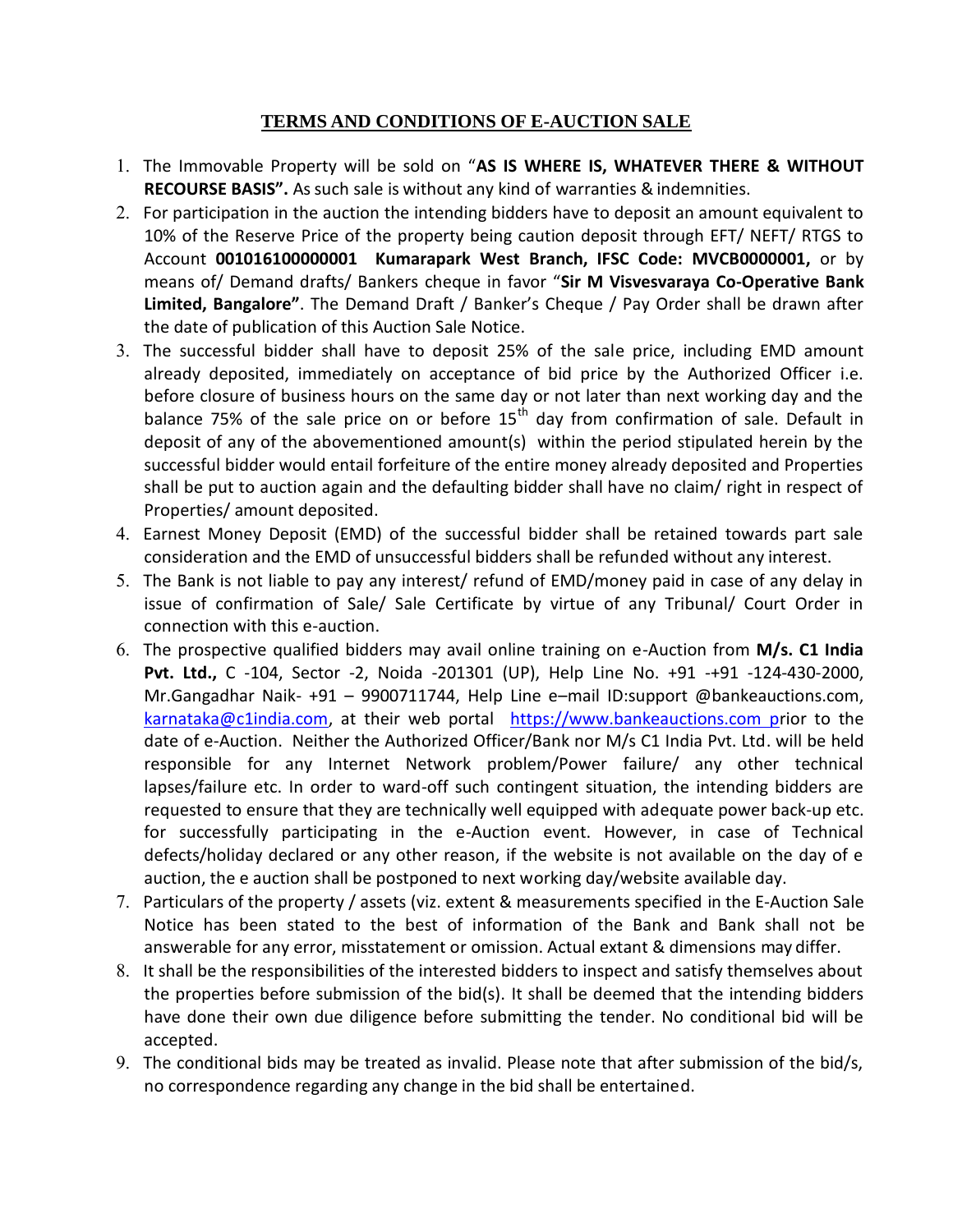## TERMS AND CONDITIONS OF E-AUCTION SALE

1. The Immovable Property will be sold on "**AS IS WHERE IS, WHATEVER THERE & WITHOUT RECOURSE BASIS".** As such sale is without any kind of warranties & indemnities.
2. For participation in the auction the intending bidders have to deposit an amount equivalent to 10% of the Reserve Price of the property being caution deposit through EFT/ NEFT/ RTGS to Account **001016100000001 Kumarapark West Branch, IFSC Code: MVCB0000001,** or by means of/ Demand drafts/ Bankers cheque in favor "**Sir M Visvesvaraya Co-Operative Bank Limited, Bangalore"**. The Demand Draft / Banker's Cheque / Pay Order shall be drawn after the date of publication of this Auction Sale Notice.
3. The successful bidder shall have to deposit 25% of the sale price, including EMD amount already deposited, immediately on acceptance of bid price by the Authorized Officer i.e. before closure of business hours on the same day or not later than next working day and the balance 75% of the sale price on or before 15th day from confirmation of sale. Default in deposit of any of the abovementioned amount(s) within the period stipulated herein by the successful bidder would entail forfeiture of the entire money already deposited and Properties shall be put to auction again and the defaulting bidder shall have no claim/ right in respect of Properties/ amount deposited.
4. Earnest Money Deposit (EMD) of the successful bidder shall be retained towards part sale consideration and the EMD of unsuccessful bidders shall be refunded without any interest.
5. The Bank is not liable to pay any interest/ refund of EMD/money paid in case of any delay in issue of confirmation of Sale/ Sale Certificate by virtue of any Tribunal/ Court Order in connection with this e-auction.
6. The prospective qualified bidders may avail online training on e-Auction from **M/s. C1 India Pvt. Ltd.,** C -104, Sector -2, Noida -201301 (UP), Help Line No. +91 -+91 -124-430-2000, Mr.Gangadhar Naik- +91 – 9900711744, Help Line e–mail ID:support @bankeauctions.com, karnataka@c1india.com, at their web portal https://www.bankeauctions.com prior to the date of e-Auction. Neither the Authorized Officer/Bank nor M/s C1 India Pvt. Ltd. will be held responsible for any Internet Network problem/Power failure/ any other technical lapses/failure etc. In order to ward-off such contingent situation, the intending bidders are requested to ensure that they are technically well equipped with adequate power back-up etc. for successfully participating in the e-Auction event. However, in case of Technical defects/holiday declared or any other reason, if the website is not available on the day of e auction, the e auction shall be postponed to next working day/website available day.
7. Particulars of the property / assets (viz. extent & measurements specified in the E-Auction Sale Notice has been stated to the best of information of the Bank and Bank shall not be answerable for any error, misstatement or omission. Actual extant & dimensions may differ.
8. It shall be the responsibilities of the interested bidders to inspect and satisfy themselves about the properties before submission of the bid(s). It shall be deemed that the intending bidders have done their own due diligence before submitting the tender. No conditional bid will be accepted.
9. The conditional bids may be treated as invalid. Please note that after submission of the bid/s, no correspondence regarding any change in the bid shall be entertained.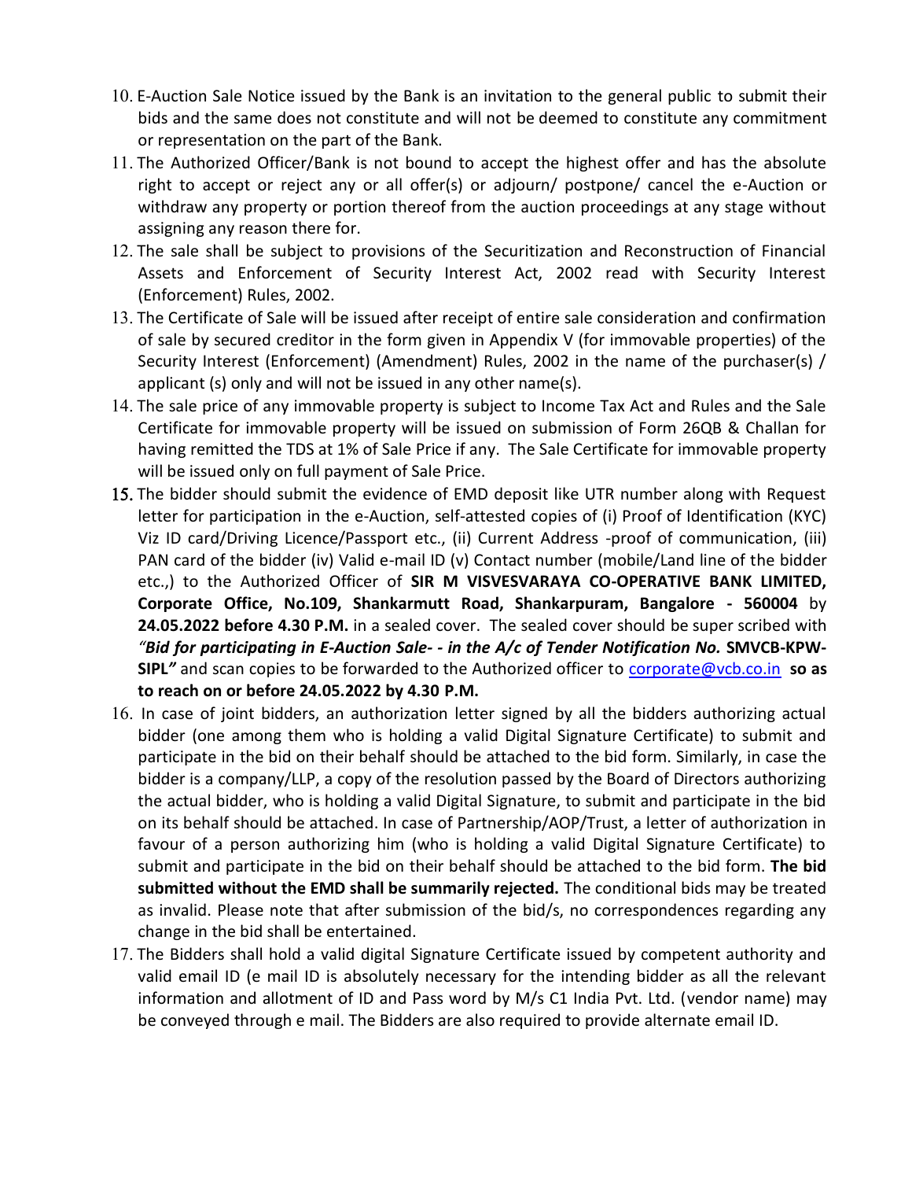10. E-Auction Sale Notice issued by the Bank is an invitation to the general public to submit their bids and the same does not constitute and will not be deemed to constitute any commitment or representation on the part of the Bank.
11. The Authorized Officer/Bank is not bound to accept the highest offer and has the absolute right to accept or reject any or all offer(s) or adjourn/ postpone/ cancel the e-Auction or withdraw any property or portion thereof from the auction proceedings at any stage without assigning any reason there for.
12. The sale shall be subject to provisions of the Securitization and Reconstruction of Financial Assets and Enforcement of Security Interest Act, 2002 read with Security Interest (Enforcement) Rules, 2002.
13. The Certificate of Sale will be issued after receipt of entire sale consideration and confirmation of sale by secured creditor in the form given in Appendix V (for immovable properties) of the Security Interest (Enforcement) (Amendment) Rules, 2002 in the name of the purchaser(s) / applicant (s) only and will not be issued in any other name(s).
14. The sale price of any immovable property is subject to Income Tax Act and Rules and the Sale Certificate for immovable property will be issued on submission of Form 26QB & Challan for having remitted the TDS at 1% of Sale Price if any. The Sale Certificate for immovable property will be issued only on full payment of Sale Price.
15. The bidder should submit the evidence of EMD deposit like UTR number along with Request letter for participation in the e-Auction, self-attested copies of (i) Proof of Identification (KYC) Viz ID card/Driving Licence/Passport etc., (ii) Current Address -proof of communication, (iii) PAN card of the bidder (iv) Valid e-mail ID (v) Contact number (mobile/Land line of the bidder etc.,) to the Authorized Officer of **SIR M VISVESVARAYA CO-OPERATIVE BANK LIMITED, Corporate Office, No.109, Shankarmutt Road, Shankarpuram, Bangalore - 560004** by **24.05.2022 before 4.30 P.M.** in a sealed cover. The sealed cover should be super scribed with ***"Bid for participating in E-Auction Sale- - in the A/c of Tender Notification No.* SMVCB-KPW-SIPL*"*** and scan copies to be forwarded to the Authorized officer to corporate@vcb.co.in **so as to reach on or before 24.05.2022 by 4.30 P.M.**
16. In case of joint bidders, an authorization letter signed by all the bidders authorizing actual bidder (one among them who is holding a valid Digital Signature Certificate) to submit and participate in the bid on their behalf should be attached to the bid form. Similarly, in case the bidder is a company/LLP, a copy of the resolution passed by the Board of Directors authorizing the actual bidder, who is holding a valid Digital Signature, to submit and participate in the bid on its behalf should be attached. In case of Partnership/AOP/Trust, a letter of authorization in favour of a person authorizing him (who is holding a valid Digital Signature Certificate) to submit and participate in the bid on their behalf should be attached to the bid form. **The bid submitted without the EMD shall be summarily rejected.** The conditional bids may be treated as invalid. Please note that after submission of the bid/s, no correspondences regarding any change in the bid shall be entertained.
17. The Bidders shall hold a valid digital Signature Certificate issued by competent authority and valid email ID (e mail ID is absolutely necessary for the intending bidder as all the relevant information and allotment of ID and Pass word by M/s C1 India Pvt. Ltd. (vendor name) may be conveyed through e mail. The Bidders are also required to provide alternate email ID.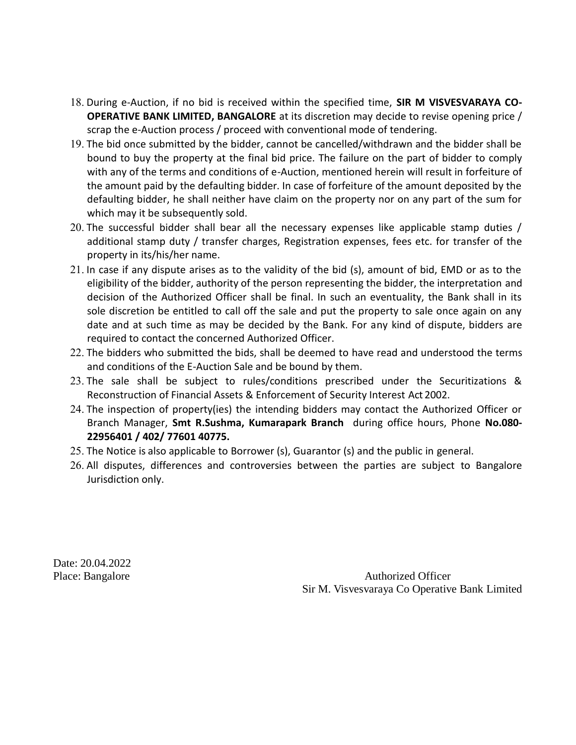18. During e-Auction, if no bid is received within the specified time, **SIR M VISVESVARAYA CO-OPERATIVE BANK LIMITED, BANGALORE** at its discretion may decide to revise opening price / scrap the e-Auction process / proceed with conventional mode of tendering.
19. The bid once submitted by the bidder, cannot be cancelled/withdrawn and the bidder shall be bound to buy the property at the final bid price. The failure on the part of bidder to comply with any of the terms and conditions of e-Auction, mentioned herein will result in forfeiture of the amount paid by the defaulting bidder. In case of forfeiture of the amount deposited by the defaulting bidder, he shall neither have claim on the property nor on any part of the sum for which may it be subsequently sold.
20. The successful bidder shall bear all the necessary expenses like applicable stamp duties / additional stamp duty / transfer charges, Registration expenses, fees etc. for transfer of the property in its/his/her name.
21. In case if any dispute arises as to the validity of the bid (s), amount of bid, EMD or as to the eligibility of the bidder, authority of the person representing the bidder, the interpretation and decision of the Authorized Officer shall be final. In such an eventuality, the Bank shall in its sole discretion be entitled to call off the sale and put the property to sale once again on any date and at such time as may be decided by the Bank. For any kind of dispute, bidders are required to contact the concerned Authorized Officer.
22. The bidders who submitted the bids, shall be deemed to have read and understood the terms and conditions of the E-Auction Sale and be bound by them.
23. The sale shall be subject to rules/conditions prescribed under the Securitizations & Reconstruction of Financial Assets & Enforcement of Security Interest Act 2002.
24. The inspection of property(ies) the intending bidders may contact the Authorized Officer or Branch Manager, **Smt R.Sushma, Kumarapark Branch** during office hours, Phone **No.080-22956401 / 402/ 77601 40775.**
25. The Notice is also applicable to Borrower (s), Guarantor (s) and the public in general.
26. All disputes, differences and controversies between the parties are subject to Bangalore Jurisdiction only.

Date: 20.04.2022
Place: Bangalore

Authorized Officer
Sir M. Visvesvaraya Co Operative Bank Limited